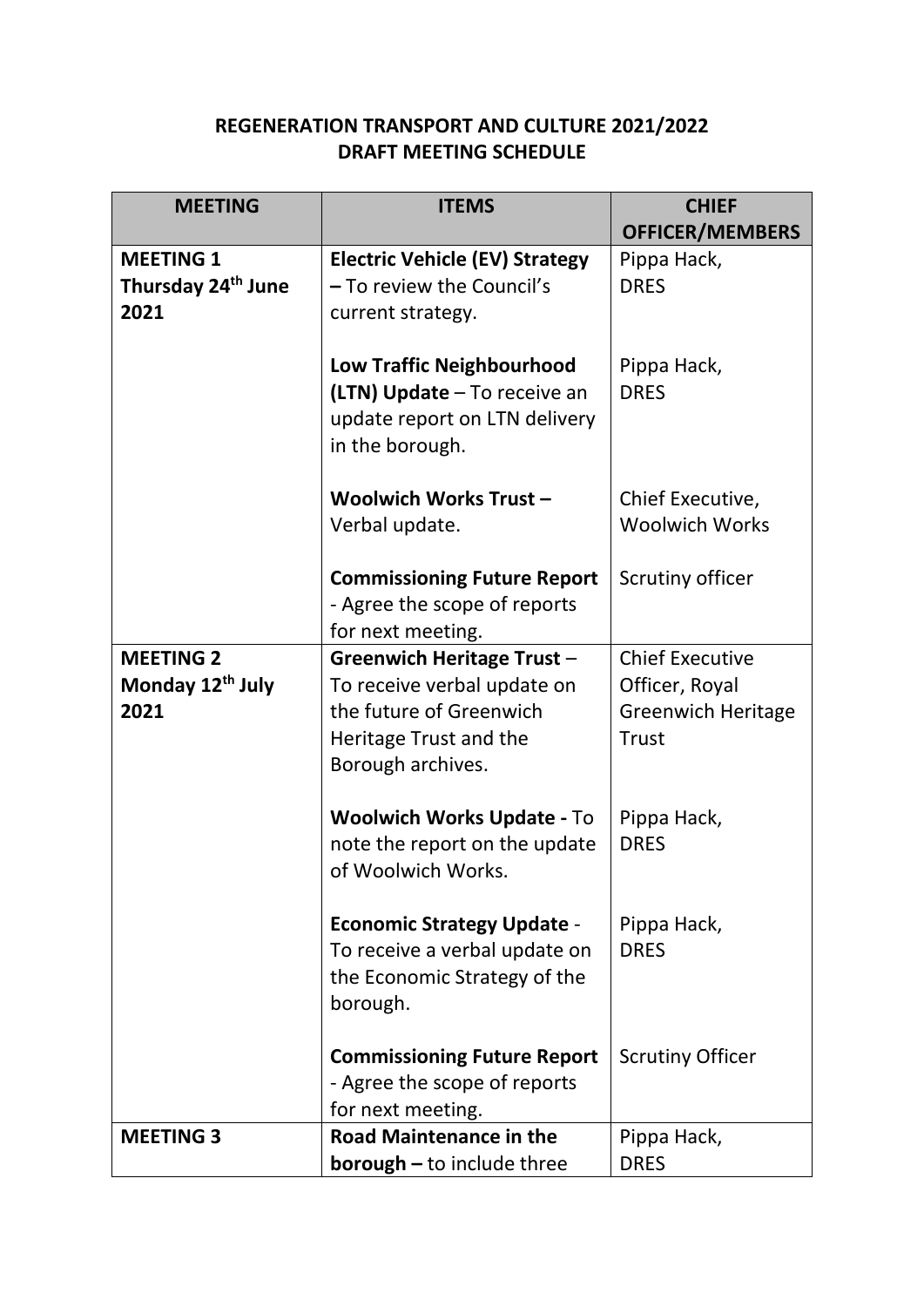**REGENERATION TRANSPORT AND CULTURE 2021/2022**
**DRAFT MEETING SCHEDULE**

| MEETING | ITEMS | CHIEF OFFICER/MEMBERS |
|---|---|---|
| **MEETING 1 Thursday 24th June 2021** | **Electric Vehicle (EV) Strategy –** To review the Council's current strategy. | Pippa Hack, DRES |
| | **Low Traffic Neighbourhood (LTN) Update** – To receive an update report on LTN delivery in the borough. | Pippa Hack, DRES |
| | **Woolwich Works Trust –** Verbal update. | Chief Executive, Woolwich Works |
| | **Commissioning Future Report** - Agree the scope of reports for next meeting. | Scrutiny officer |
| **MEETING 2 Monday 12th July 2021** | **Greenwich Heritage Trust** – To receive verbal update on the future of Greenwich Heritage Trust and the Borough archives. | Chief Executive Officer, Royal Greenwich Heritage Trust |
| | **Woolwich Works Update -** To note the report on the update of Woolwich Works. | Pippa Hack, DRES |
| | **Economic Strategy Update** - To receive a verbal update on the Economic Strategy of the borough. | Pippa Hack, DRES |
| | **Commissioning Future Report** - Agree the scope of reports for next meeting. | Scrutiny Officer |
| **MEETING 3** | **Road Maintenance in the borough –** to include three | Pippa Hack, DRES |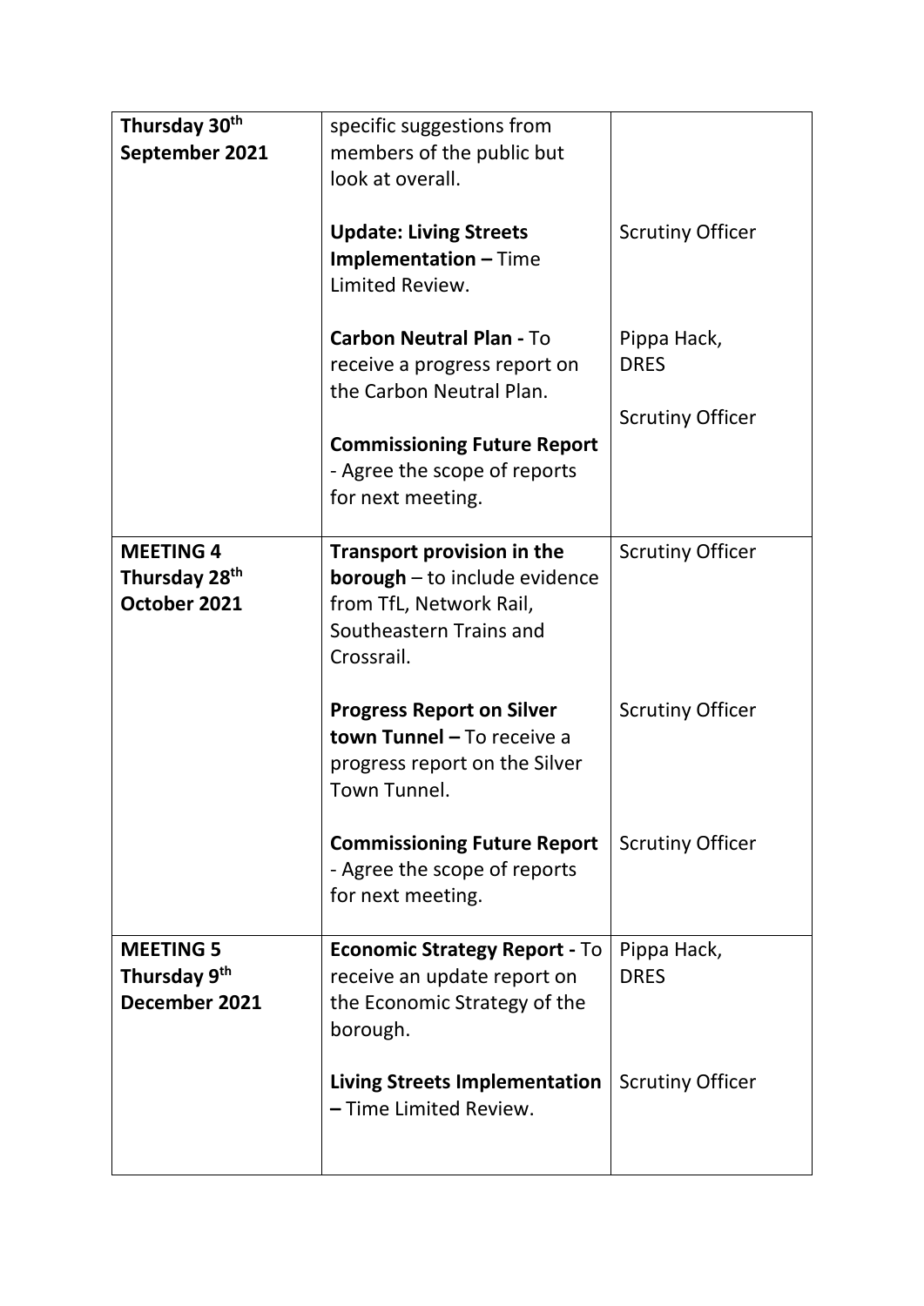| | | |
|---|---|---|
| **Thursday 30th September 2021** | specific suggestions from members of the public but look at overall.<br><br>**Update: Living Streets Implementation –** Time Limited Review.<br><br>**Carbon Neutral Plan -** To receive a progress report on the Carbon Neutral Plan.<br><br>**Commissioning Future Report** - Agree the scope of reports for next meeting. | <br><br><br>Scrutiny Officer<br><br>Pippa Hack, DRES<br><br>Scrutiny Officer |
| **MEETING 4 Thursday 28th October 2021** | **Transport provision in the borough** – to include evidence from TfL, Network Rail, Southeastern Trains and Crossrail.<br><br>**Progress Report on Silver town Tunnel –** To receive a progress report on the Silver Town Tunnel.<br><br>**Commissioning Future Report** - Agree the scope of reports for next meeting. | Scrutiny Officer<br><br>Scrutiny Officer<br><br>Scrutiny Officer |
| **MEETING 5 Thursday 9th December 2021** | **Economic Strategy Report -** To receive an update report on the Economic Strategy of the borough.<br><br>**Living Streets Implementation –** Time Limited Review. | Pippa Hack, DRES<br><br>Scrutiny Officer |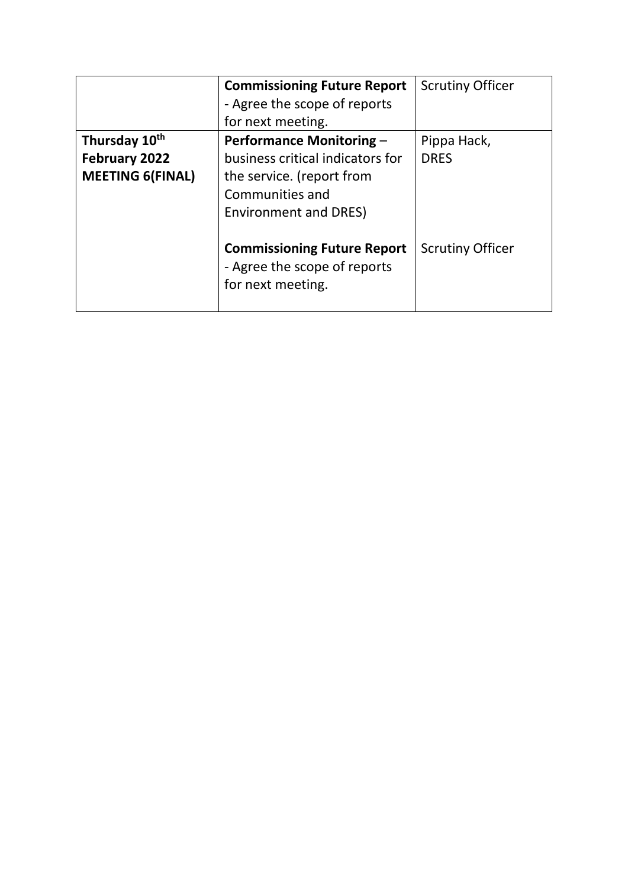| | | |
|---|---|---|
| | **Commissioning Future Report** - Agree the scope of reports for next meeting. | Scrutiny Officer |
| **Thursday 10th February 2022 MEETING 6(FINAL)** | **Performance Monitoring** – business critical indicators for the service. (report from Communities and Environment and DRES)<br><br>**Commissioning Future Report** - Agree the scope of reports for next meeting. | Pippa Hack, DRES<br><br>Scrutiny Officer |